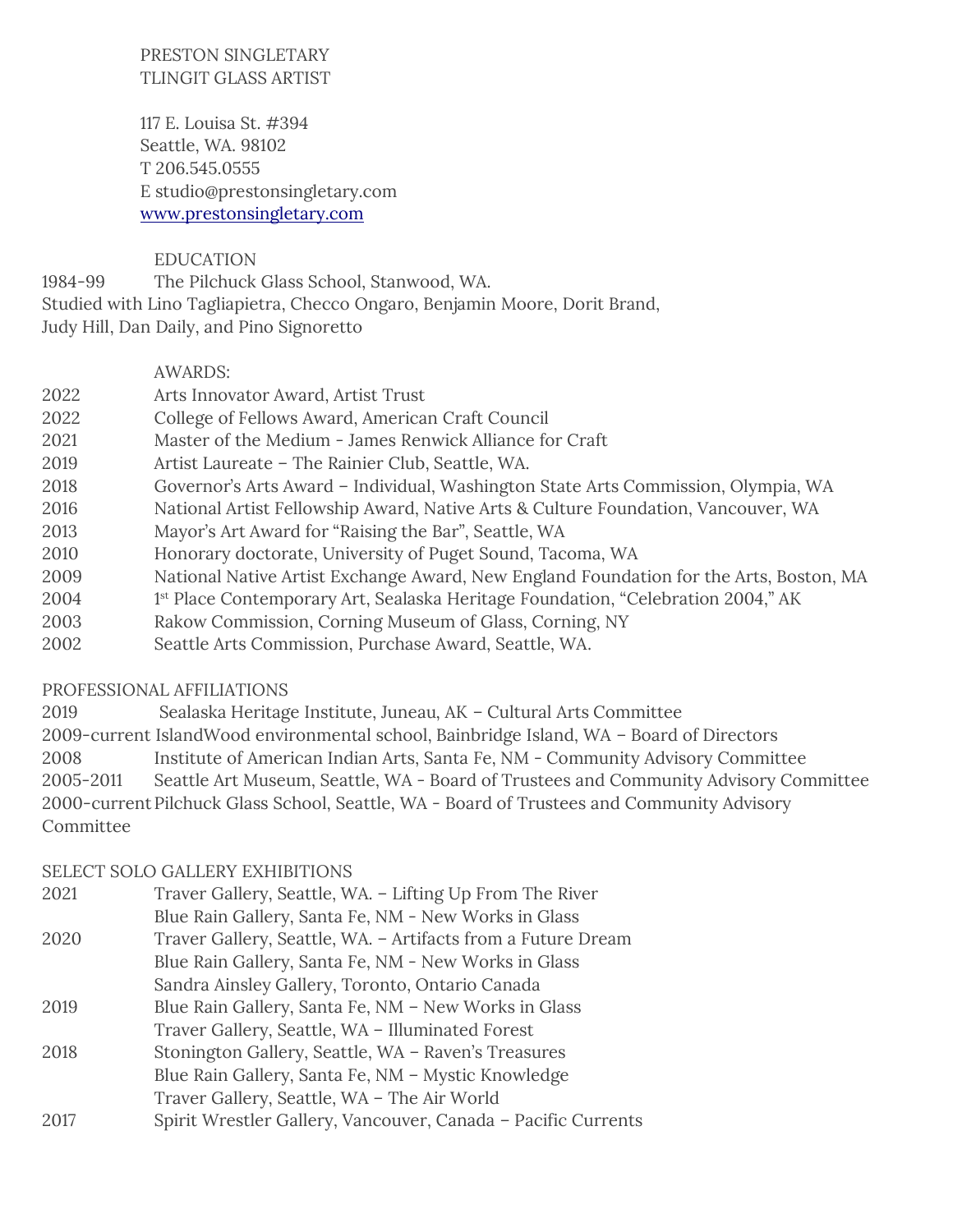PRESTON SINGLETARY
TLINGIT GLASS ARTIST

117 E. Louisa St. #394
Seattle, WA. 98102
T 206.545.0555
E studio@prestonsingletary.com
[www.prestonsingletary.com](http://www.prestonsingletary.com)

## EDUCATION

1984-99 The Pilchuck Glass School, Stanwood, WA.
Studied with Lino Tagliapietra, Checco Ongaro, Benjamin Moore, Dorit Brand, Judy Hill, Dan Daily, and Pino Signoretto

## AWARDS:

| | |
|---|---|
| 2022 | Arts Innovator Award, Artist Trust |
| 2022 | College of Fellows Award, American Craft Council |
| 2021 | Master of the Medium - James Renwick Alliance for Craft |
| 2019 | Artist Laureate – The Rainier Club, Seattle, WA. |
| 2018 | Governor's Arts Award – Individual, Washington State Arts Commission, Olympia, WA |
| 2016 | National Artist Fellowship Award, Native Arts & Culture Foundation, Vancouver, WA |
| 2013 | Mayor's Art Award for "Raising the Bar", Seattle, WA |
| 2010 | Honorary doctorate, University of Puget Sound, Tacoma, WA |
| 2009 | National Native Artist Exchange Award, New England Foundation for the Arts, Boston, MA |
| 2004 | 1st Place Contemporary Art, Sealaska Heritage Foundation, "Celebration 2004," AK |
| 2003 | Rakow Commission, Corning Museum of Glass, Corning, NY |
| 2002 | Seattle Arts Commission, Purchase Award, Seattle, WA. |

## PROFESSIONAL AFFILIATIONS

| | |
|---|---|
| 2019 | Sealaska Heritage Institute, Juneau, AK – Cultural Arts Committee |
| 2009-current | IslandWood environmental school, Bainbridge Island, WA – Board of Directors |
| 2008 | Institute of American Indian Arts, Santa Fe, NM - Community Advisory Committee |
| 2005-2011 | Seattle Art Museum, Seattle, WA - Board of Trustees and Community Advisory Committee |
| 2000-current | Pilchuck Glass School, Seattle, WA - Board of Trustees and Community Advisory Committee |

## SELECT SOLO GALLERY EXHIBITIONS

| | |
|---|---|
| 2021 | Traver Gallery, Seattle, WA. – Lifting Up From The River |
| | Blue Rain Gallery, Santa Fe, NM - New Works in Glass |
| 2020 | Traver Gallery, Seattle, WA. – Artifacts from a Future Dream |
| | Blue Rain Gallery, Santa Fe, NM - New Works in Glass |
| | Sandra Ainsley Gallery, Toronto, Ontario Canada |
| 2019 | Blue Rain Gallery, Santa Fe, NM – New Works in Glass |
| | Traver Gallery, Seattle, WA – Illuminated Forest |
| 2018 | Stonington Gallery, Seattle, WA – Raven's Treasures |
| | Blue Rain Gallery, Santa Fe, NM – Mystic Knowledge |
| | Traver Gallery, Seattle, WA – The Air World |
| 2017 | Spirit Wrestler Gallery, Vancouver, Canada – Pacific Currents |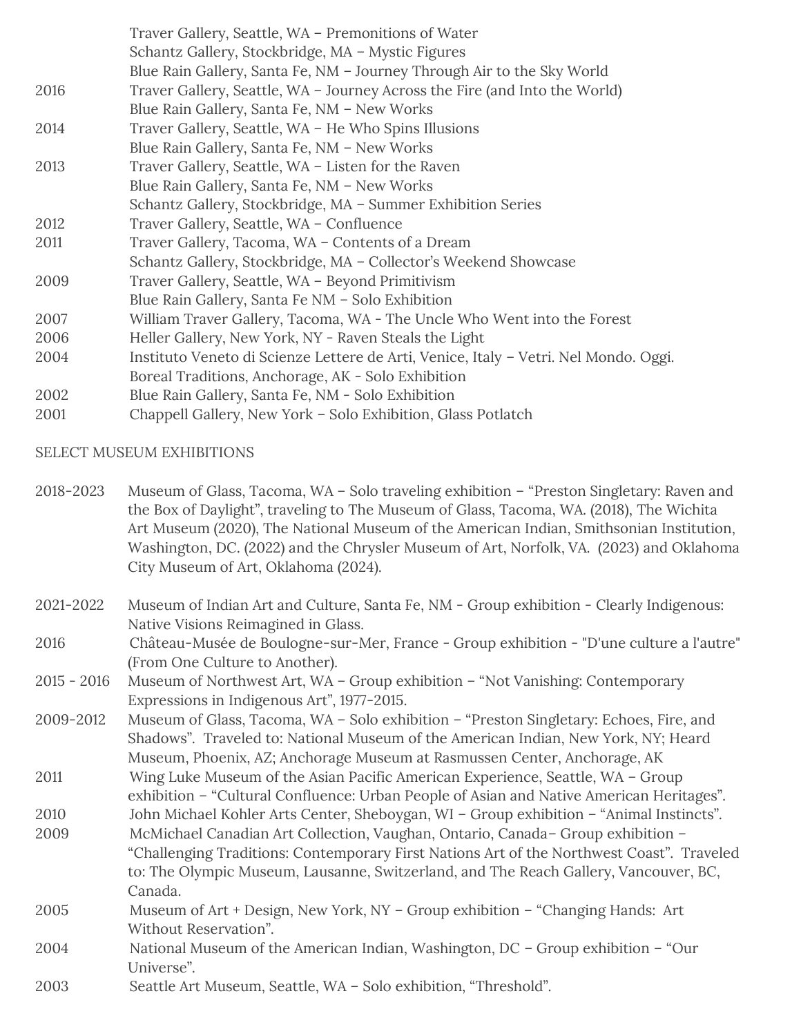| | |
|---|---|
| | Traver Gallery, Seattle, WA – Premonitions of Water |
| | Schantz Gallery, Stockbridge, MA – Mystic Figures |
| | Blue Rain Gallery, Santa Fe, NM – Journey Through Air to the Sky World |
| 2016 | Traver Gallery, Seattle, WA – Journey Across the Fire (and Into the World) |
| | Blue Rain Gallery, Santa Fe, NM – New Works |
| 2014 | Traver Gallery, Seattle, WA – He Who Spins Illusions |
| | Blue Rain Gallery, Santa Fe, NM – New Works |
| 2013 | Traver Gallery, Seattle, WA – Listen for the Raven |
| | Blue Rain Gallery, Santa Fe, NM – New Works |
| | Schantz Gallery, Stockbridge, MA – Summer Exhibition Series |
| 2012 | Traver Gallery, Seattle, WA – Confluence |
| 2011 | Traver Gallery, Tacoma, WA – Contents of a Dream |
| | Schantz Gallery, Stockbridge, MA – Collector's Weekend Showcase |
| 2009 | Traver Gallery, Seattle, WA – Beyond Primitivism |
| | Blue Rain Gallery, Santa Fe NM – Solo Exhibition |
| 2007 | William Traver Gallery, Tacoma, WA - The Uncle Who Went into the Forest |
| 2006 | Heller Gallery, New York, NY - Raven Steals the Light |
| 2004 | Instituto Veneto di Scienze Lettere de Arti, Venice, Italy – Vetri. Nel Mondo. Oggi. |
| | Boreal Traditions, Anchorage, AK - Solo Exhibition |
| 2002 | Blue Rain Gallery, Santa Fe, NM - Solo Exhibition |
| 2001 | Chappell Gallery, New York – Solo Exhibition, Glass Potlatch |

SELECT MUSEUM EXHIBITIONS

| | |
|---|---|
| 2018-2023 | Museum of Glass, Tacoma, WA – Solo traveling exhibition – "Preston Singletary: Raven and the Box of Daylight", traveling to The Museum of Glass, Tacoma, WA. (2018), The Wichita Art Museum (2020), The National Museum of the American Indian, Smithsonian Institution, Washington, DC. (2022) and the Chrysler Museum of Art, Norfolk, VA. (2023) and Oklahoma City Museum of Art, Oklahoma (2024). |
| 2021-2022 | Museum of Indian Art and Culture, Santa Fe, NM - Group exhibition - Clearly Indigenous: Native Visions Reimagined in Glass. |
| 2016 | Château-Musée de Boulogne-sur-Mer, France - Group exhibition - "D'une culture a l'autre" (From One Culture to Another). |
| 2015 - 2016 | Museum of Northwest Art, WA – Group exhibition – "Not Vanishing: Contemporary Expressions in Indigenous Art", 1977-2015. |
| 2009-2012 | Museum of Glass, Tacoma, WA – Solo exhibition – "Preston Singletary: Echoes, Fire, and Shadows". Traveled to: National Museum of the American Indian, New York, NY; Heard Museum, Phoenix, AZ; Anchorage Museum at Rasmussen Center, Anchorage, AK |
| 2011 | Wing Luke Museum of the Asian Pacific American Experience, Seattle, WA – Group exhibition – "Cultural Confluence: Urban People of Asian and Native American Heritages". |
| 2010 | John Michael Kohler Arts Center, Sheboygan, WI – Group exhibition – "Animal Instincts". |
| 2009 | McMichael Canadian Art Collection, Vaughan, Ontario, Canada– Group exhibition – "Challenging Traditions: Contemporary First Nations Art of the Northwest Coast". Traveled to: The Olympic Museum, Lausanne, Switzerland, and The Reach Gallery, Vancouver, BC, Canada. |
| 2005 | Museum of Art + Design, New York, NY – Group exhibition – "Changing Hands: Art Without Reservation". |
| 2004 | National Museum of the American Indian, Washington, DC – Group exhibition – "Our Universe". |
| 2003 | Seattle Art Museum, Seattle, WA – Solo exhibition, "Threshold". |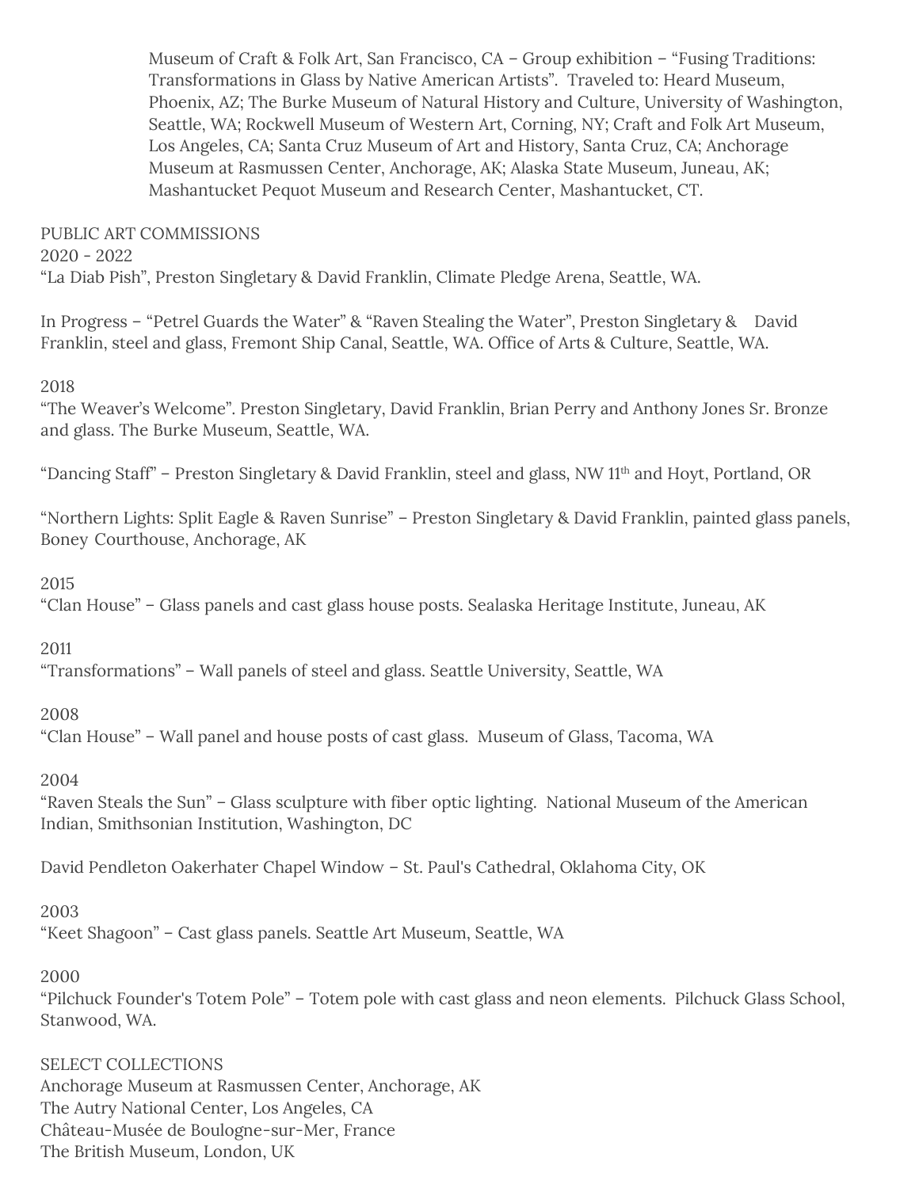Museum of Craft & Folk Art, San Francisco, CA – Group exhibition – "Fusing Traditions: Transformations in Glass by Native American Artists". Traveled to: Heard Museum, Phoenix, AZ; The Burke Museum of Natural History and Culture, University of Washington, Seattle, WA; Rockwell Museum of Western Art, Corning, NY; Craft and Folk Art Museum, Los Angeles, CA; Santa Cruz Museum of Art and History, Santa Cruz, CA; Anchorage Museum at Rasmussen Center, Anchorage, AK; Alaska State Museum, Juneau, AK; Mashantucket Pequot Museum and Research Center, Mashantucket, CT.

PUBLIC ART COMMISSIONS

2020 - 2022

"La Diab Pish", Preston Singletary & David Franklin, Climate Pledge Arena, Seattle, WA.

In Progress – "Petrel Guards the Water" & "Raven Stealing the Water", Preston Singletary & David Franklin, steel and glass, Fremont Ship Canal, Seattle, WA. Office of Arts & Culture, Seattle, WA.

2018

"The Weaver's Welcome". Preston Singletary, David Franklin, Brian Perry and Anthony Jones Sr. Bronze and glass. The Burke Museum, Seattle, WA.

"Dancing Staff" – Preston Singletary & David Franklin, steel and glass, NW 11th and Hoyt, Portland, OR

"Northern Lights: Split Eagle & Raven Sunrise" – Preston Singletary & David Franklin, painted glass panels, Boney Courthouse, Anchorage, AK

2015

"Clan House" – Glass panels and cast glass house posts. Sealaska Heritage Institute, Juneau, AK

2011

"Transformations" – Wall panels of steel and glass. Seattle University, Seattle, WA

2008

"Clan House" – Wall panel and house posts of cast glass. Museum of Glass, Tacoma, WA

2004

"Raven Steals the Sun" – Glass sculpture with fiber optic lighting. National Museum of the American Indian, Smithsonian Institution, Washington, DC

David Pendleton Oakerhater Chapel Window – St. Paul's Cathedral, Oklahoma City, OK

2003

"Keet Shagoon" – Cast glass panels. Seattle Art Museum, Seattle, WA

2000

"Pilchuck Founder's Totem Pole" – Totem pole with cast glass and neon elements. Pilchuck Glass School, Stanwood, WA.

SELECT COLLECTIONS

Anchorage Museum at Rasmussen Center, Anchorage, AK
The Autry National Center, Los Angeles, CA
Château-Musée de Boulogne-sur-Mer, France
The British Museum, London, UK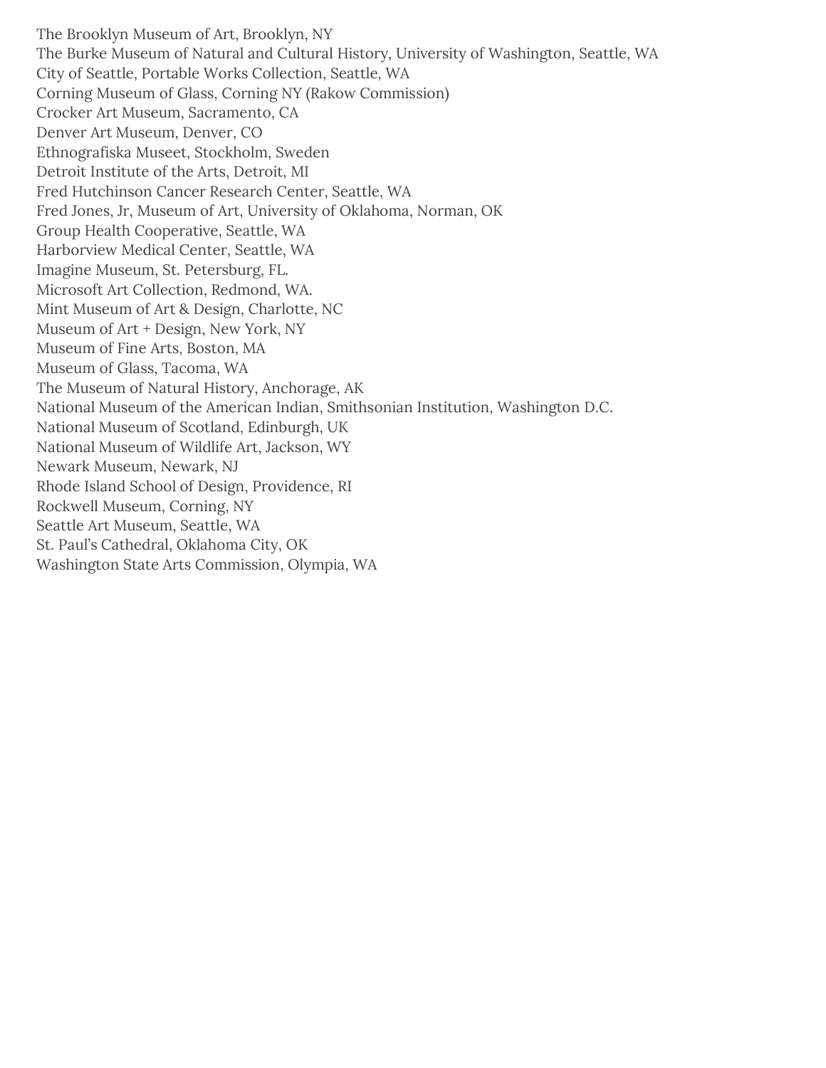The Brooklyn Museum of Art, Brooklyn, NY
The Burke Museum of Natural and Cultural History, University of Washington, Seattle, WA
City of Seattle, Portable Works Collection, Seattle, WA
Corning Museum of Glass, Corning NY (Rakow Commission)
Crocker Art Museum, Sacramento, CA
Denver Art Museum, Denver, CO
Ethnografiska Museet, Stockholm, Sweden
Detroit Institute of the Arts, Detroit, MI
Fred Hutchinson Cancer Research Center, Seattle, WA
Fred Jones, Jr, Museum of Art, University of Oklahoma, Norman, OK
Group Health Cooperative, Seattle, WA
Harborview Medical Center, Seattle, WA
Imagine Museum, St. Petersburg, FL.
Microsoft Art Collection, Redmond, WA.
Mint Museum of Art & Design, Charlotte, NC
Museum of Art + Design, New York, NY
Museum of Fine Arts, Boston, MA
Museum of Glass, Tacoma, WA
The Museum of Natural History, Anchorage, AK
National Museum of the American Indian, Smithsonian Institution, Washington D.C.
National Museum of Scotland, Edinburgh, UK
National Museum of Wildlife Art, Jackson, WY
Newark Museum, Newark, NJ
Rhode Island School of Design, Providence, RI
Rockwell Museum, Corning, NY
Seattle Art Museum, Seattle, WA
St. Paul's Cathedral, Oklahoma City, OK
Washington State Arts Commission, Olympia, WA